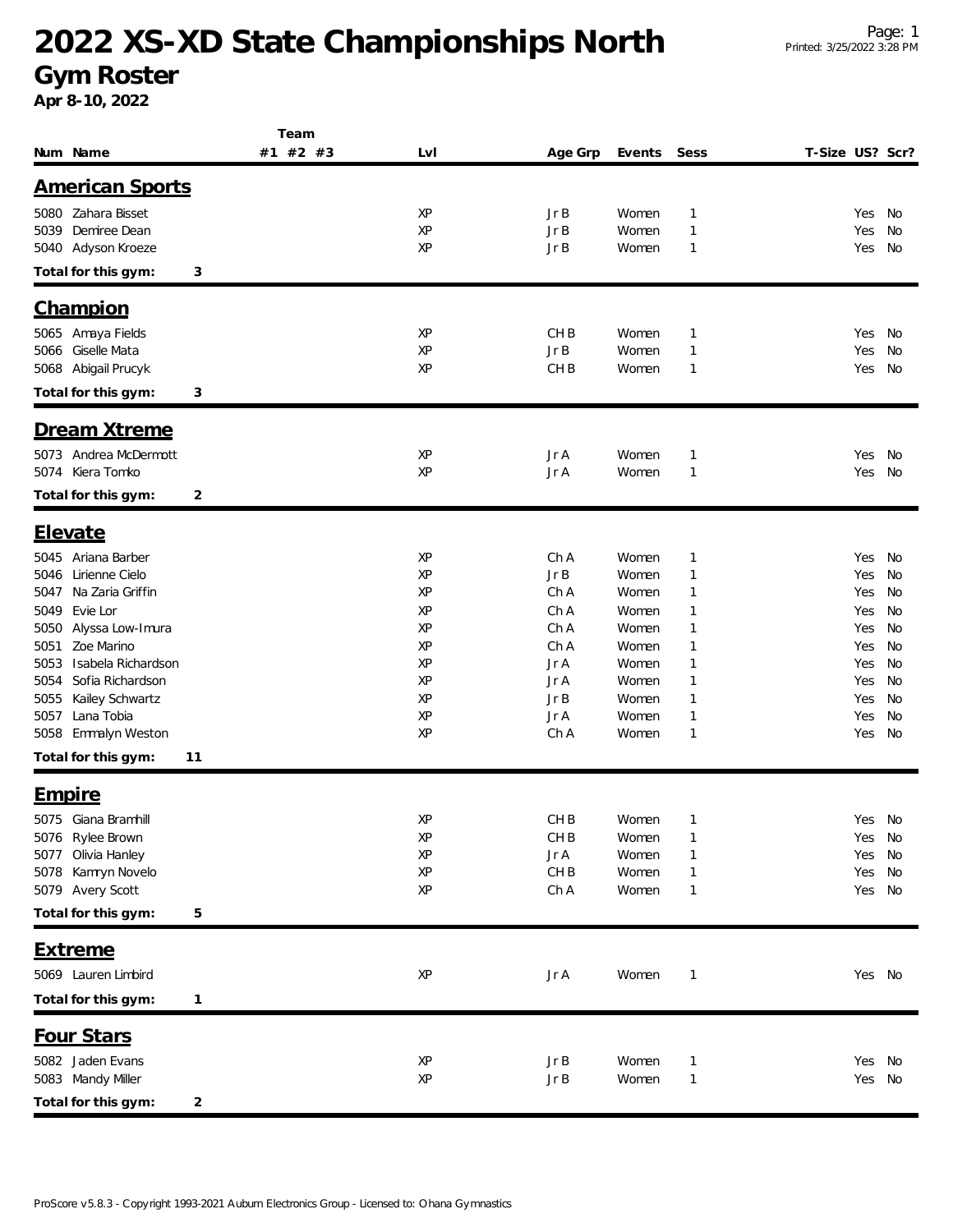# 2022 XS-XD State Championships North

## Gym Roster

**Apr 8-10, 2022**

| Num | Name | Team #1 | Team #2 | Team #3 | Lvl | Age Grp | Events | Sess | T-Size | US? | Scr? |
|---|---|---|---|---|---|---|---|---|---|---|---|
| **American Sports** | | | | | | | | | | | |
| 5080 | Zahara Bisset | | | | XP | Jr B | Women | 1 | | Yes | No |
| 5039 | Demiree Dean | | | | XP | Jr B | Women | 1 | | Yes | No |
| 5040 | Adyson Kroeze | | | | XP | Jr B | Women | 1 | | Yes | No |
| **Total for this gym:** | 3 | | | | | | | | | | |
| **Champion** | | | | | | | | | | | |
| 5065 | Amaya Fields | | | | XP | CH B | Women | 1 | | Yes | No |
| 5066 | Giselle Mata | | | | XP | Jr B | Women | 1 | | Yes | No |
| 5068 | Abigail Prucyk | | | | XP | CH B | Women | 1 | | Yes | No |
| **Total for this gym:** | 3 | | | | | | | | | | |
| **Dream Xtreme** | | | | | | | | | | | |
| 5073 | Andrea McDermott | | | | XP | Jr A | Women | 1 | | Yes | No |
| 5074 | Kiera Tomko | | | | XP | Jr A | Women | 1 | | Yes | No |
| **Total for this gym:** | 2 | | | | | | | | | | |
| **Elevate** | | | | | | | | | | | |
| 5045 | Ariana Barber | | | | XP | Ch A | Women | 1 | | Yes | No |
| 5046 | Lirienne Cielo | | | | XP | Jr B | Women | 1 | | Yes | No |
| 5047 | Na Zaria Griffin | | | | XP | Ch A | Women | 1 | | Yes | No |
| 5049 | Evie Lor | | | | XP | Ch A | Women | 1 | | Yes | No |
| 5050 | Alyssa Low-Imura | | | | XP | Ch A | Women | 1 | | Yes | No |
| 5051 | Zoe Marino | | | | XP | Ch A | Women | 1 | | Yes | No |
| 5053 | Isabela Richardson | | | | XP | Jr A | Women | 1 | | Yes | No |
| 5054 | Sofia Richardson | | | | XP | Jr A | Women | 1 | | Yes | No |
| 5055 | Kailey Schwartz | | | | XP | Jr B | Women | 1 | | Yes | No |
| 5057 | Lana Tobia | | | | XP | Jr A | Women | 1 | | Yes | No |
| 5058 | Emmalyn Weston | | | | XP | Ch A | Women | 1 | | Yes | No |
| **Total for this gym:** | 11 | | | | | | | | | | |
| **Empire** | | | | | | | | | | | |
| 5075 | Giana Bramhill | | | | XP | CH B | Women | 1 | | Yes | No |
| 5076 | Rylee Brown | | | | XP | CH B | Women | 1 | | Yes | No |
| 5077 | Olivia Hanley | | | | XP | Jr A | Women | 1 | | Yes | No |
| 5078 | Kamryn Novelo | | | | XP | CH B | Women | 1 | | Yes | No |
| 5079 | Avery Scott | | | | XP | Ch A | Women | 1 | | Yes | No |
| **Total for this gym:** | 5 | | | | | | | | | | |
| **Extreme** | | | | | | | | | | | |
| 5069 | Lauren Limbird | | | | XP | Jr A | Women | 1 | | Yes | No |
| **Total for this gym:** | 1 | | | | | | | | | | |
| **Four Stars** | | | | | | | | | | | |
| 5082 | Jaden Evans | | | | XP | Jr B | Women | 1 | | Yes | No |
| 5083 | Mandy Miller | | | | XP | Jr B | Women | 1 | | Yes | No |
| **Total for this gym:** | 2 | | | | | | | | | | |

ProScore v5.8.3 - Copyright 1993-2021 Auburn Electronics Group - Licensed to: Ohana Gymnastics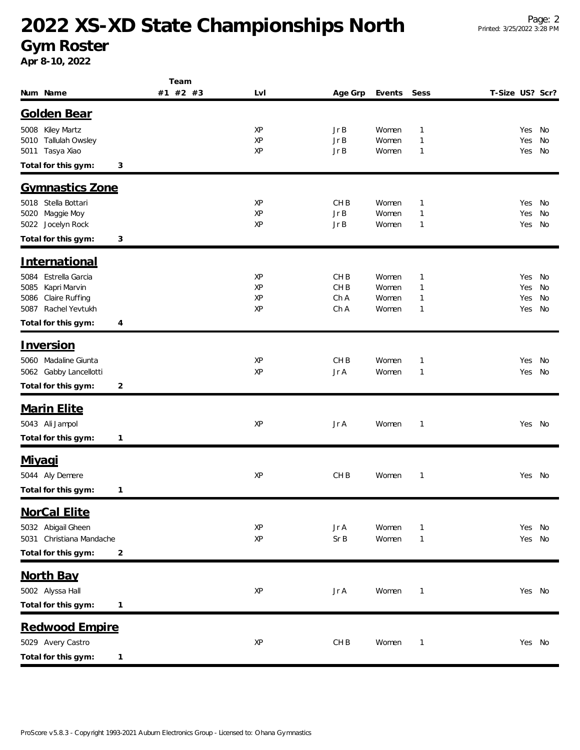# 2022 XS-XD State Championships North

## Gym Roster

**Apr 8-10, 2022**

| Num | Name | Team #1 | Team #2 | Team #3 | Lvl | Age Grp | Events | Sess | T-Size | US? | Scr? |
|---|---|---|---|---|---|---|---|---|---|---|---|

### Golden Bear

| Num | Name | Team #1 | Team #2 | Team #3 | Lvl | Age Grp | Events | Sess | T-Size | US? | Scr? |
|---|---|---|---|---|---|---|---|---|---|---|---|
| 5008 | Kiley Martz | | | | XP | Jr B | Women | 1 | | Yes | No |
| 5010 | Tallulah Owsley | | | | XP | Jr B | Women | 1 | | Yes | No |
| 5011 | Tasya Xiao | | | | XP | Jr B | Women | 1 | | Yes | No |

**Total for this gym: 3**

### Gymnastics Zone

| Num | Name | Team #1 | Team #2 | Team #3 | Lvl | Age Grp | Events | Sess | T-Size | US? | Scr? |
|---|---|---|---|---|---|---|---|---|---|---|---|
| 5018 | Stella Bottari | | | | XP | CH B | Women | 1 | | Yes | No |
| 5020 | Maggie Moy | | | | XP | Jr B | Women | 1 | | Yes | No |
| 5022 | Jocelyn Rock | | | | XP | Jr B | Women | 1 | | Yes | No |

**Total for this gym: 3**

### International

| Num | Name | Team #1 | Team #2 | Team #3 | Lvl | Age Grp | Events | Sess | T-Size | US? | Scr? |
|---|---|---|---|---|---|---|---|---|---|---|---|
| 5084 | Estrella Garcia | | | | XP | CH B | Women | 1 | | Yes | No |
| 5085 | Kapri Marvin | | | | XP | CH B | Women | 1 | | Yes | No |
| 5086 | Claire Ruffing | | | | XP | Ch A | Women | 1 | | Yes | No |
| 5087 | Rachel Yevtukh | | | | XP | Ch A | Women | 1 | | Yes | No |

**Total for this gym: 4**

### Inversion

| Num | Name | Team #1 | Team #2 | Team #3 | Lvl | Age Grp | Events | Sess | T-Size | US? | Scr? |
|---|---|---|---|---|---|---|---|---|---|---|---|
| 5060 | Madaline Giunta | | | | XP | CH B | Women | 1 | | Yes | No |
| 5062 | Gabby Lancellotti | | | | XP | Jr A | Women | 1 | | Yes | No |

**Total for this gym: 2**

### Marin Elite

| Num | Name | Team #1 | Team #2 | Team #3 | Lvl | Age Grp | Events | Sess | T-Size | US? | Scr? |
|---|---|---|---|---|---|---|---|---|---|---|---|
| 5043 | Ali Jampol | | | | XP | Jr A | Women | 1 | | Yes | No |

**Total for this gym: 1**

### Miyagi

| Num | Name | Team #1 | Team #2 | Team #3 | Lvl | Age Grp | Events | Sess | T-Size | US? | Scr? |
|---|---|---|---|---|---|---|---|---|---|---|---|
| 5044 | Aly Demere | | | | XP | CH B | Women | 1 | | Yes | No |

**Total for this gym: 1**

### NorCal Elite

| Num | Name | Team #1 | Team #2 | Team #3 | Lvl | Age Grp | Events | Sess | T-Size | US? | Scr? |
|---|---|---|---|---|---|---|---|---|---|---|---|
| 5032 | Abigail Gheen | | | | XP | Jr A | Women | 1 | | Yes | No |
| 5031 | Christiana Mandache | | | | XP | Sr B | Women | 1 | | Yes | No |

**Total for this gym: 2**

### North Bay

| Num | Name | Team #1 | Team #2 | Team #3 | Lvl | Age Grp | Events | Sess | T-Size | US? | Scr? |
|---|---|---|---|---|---|---|---|---|---|---|---|
| 5002 | Alyssa Hall | | | | XP | Jr A | Women | 1 | | Yes | No |

**Total for this gym: 1**

### Redwood Empire

| Num | Name | Team #1 | Team #2 | Team #3 | Lvl | Age Grp | Events | Sess | T-Size | US? | Scr? |
|---|---|---|---|---|---|---|---|---|---|---|---|
| 5029 | Avery Castro | | | | XP | CH B | Women | 1 | | Yes | No |

**Total for this gym: 1**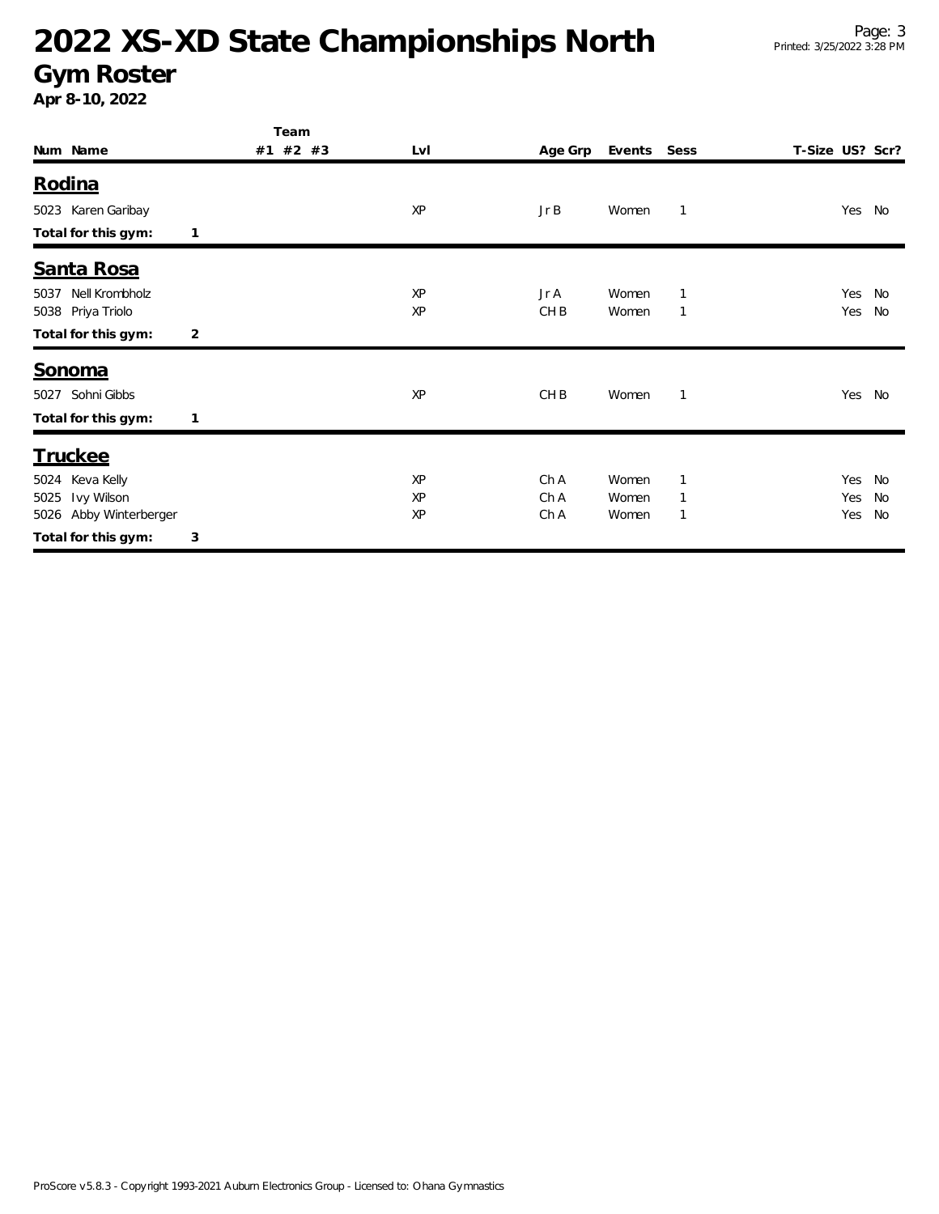# 2022 XS-XD State Championships North

## Gym Roster

**Apr 8-10, 2022**

## Rodina

| Num | Name | Team #1 | Team #2 | Team #3 | Lvl | Age Grp | Events | Sess | T-Size | US? | Scr? |
|---|---|---|---|---|---|---|---|---|---|---|---|
| 5023 | Karen Garibay | | | | XP | Jr B | Women | 1 | | Yes | No |
| **Total for this gym:** | **1** | | | | | | | | | | |

## Santa Rosa

| Num | Name | Team #1 | Team #2 | Team #3 | Lvl | Age Grp | Events | Sess | T-Size | US? | Scr? |
|---|---|---|---|---|---|---|---|---|---|---|---|
| 5037 | Nell Krombholz | | | | XP | Jr A | Women | 1 | | Yes | No |
| 5038 | Priya Triolo | | | | XP | CH B | Women | 1 | | Yes | No |
| **Total for this gym:** | **2** | | | | | | | | | | |

## Sonoma

| Num | Name | Team #1 | Team #2 | Team #3 | Lvl | Age Grp | Events | Sess | T-Size | US? | Scr? |
|---|---|---|---|---|---|---|---|---|---|---|---|
| 5027 | Sohni Gibbs | | | | XP | CH B | Women | 1 | | Yes | No |
| **Total for this gym:** | **1** | | | | | | | | | | |

## Truckee

| Num | Name | Team #1 | Team #2 | Team #3 | Lvl | Age Grp | Events | Sess | T-Size | US? | Scr? |
|---|---|---|---|---|---|---|---|---|---|---|---|
| 5024 | Keva Kelly | | | | XP | Ch A | Women | 1 | | Yes | No |
| 5025 | Ivy Wilson | | | | XP | Ch A | Women | 1 | | Yes | No |
| 5026 | Abby Winterberger | | | | XP | Ch A | Women | 1 | | Yes | No |
| **Total for this gym:** | **3** | | | | | | | | | | |

ProScore v5.8.3 - Copyright 1993-2021 Auburn Electronics Group - Licensed to: Ohana Gymnastics